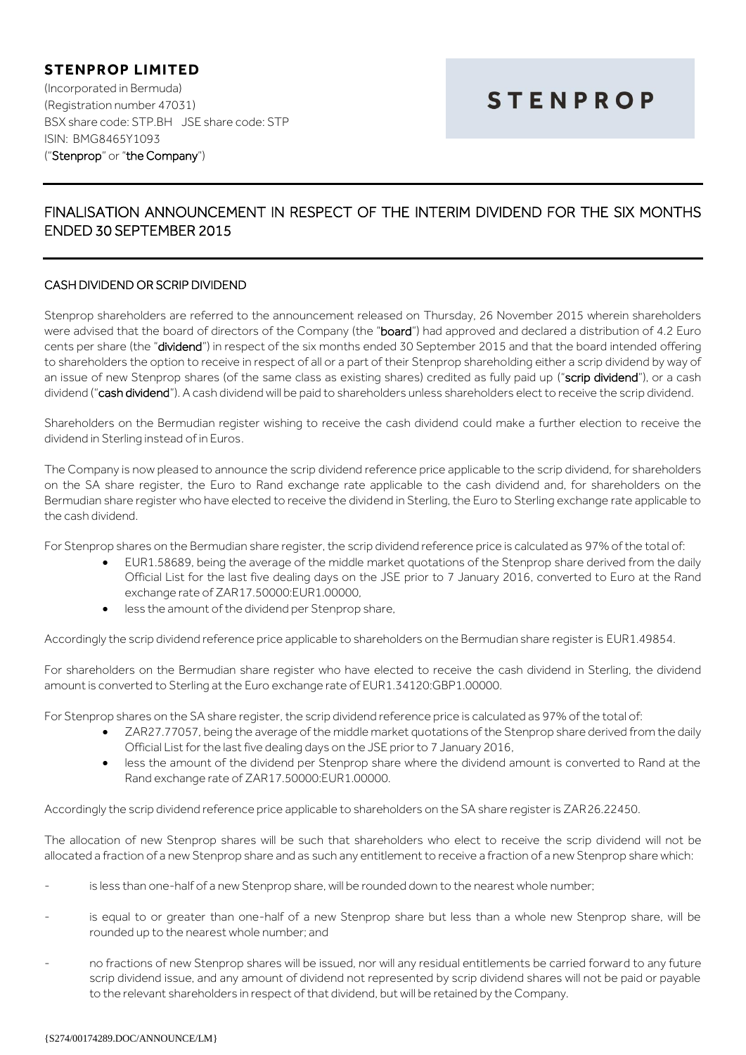**STENPROP LIMITED**

(Incorporated in Bermuda)
(Registration number 47031)
BSX share code: STP.BH JSE share code: STP
ISIN: BMG8465Y1093
("**Stenprop**" or "**the Company**")

STENPROP

## FINALISATION ANNOUNCEMENT IN RESPECT OF THE INTERIM DIVIDEND FOR THE SIX MONTHS ENDED 30 SEPTEMBER 2015

### CASH DIVIDEND OR SCRIP DIVIDEND

Stenprop shareholders are referred to the announcement released on Thursday, 26 November 2015 wherein shareholders were advised that the board of directors of the Company (the "**board**") had approved and declared a distribution of 4.2 Euro cents per share (the "**dividend**") in respect of the six months ended 30 September 2015 and that the board intended offering to shareholders the option to receive in respect of all or a part of their Stenprop shareholding either a scrip dividend by way of an issue of new Stenprop shares (of the same class as existing shares) credited as fully paid up ("**scrip dividend**"), or a cash dividend ("**cash dividend**"). A cash dividend will be paid to shareholders unless shareholders elect to receive the scrip dividend.

Shareholders on the Bermudian register wishing to receive the cash dividend could make a further election to receive the dividend in Sterling instead of in Euros.

The Company is now pleased to announce the scrip dividend reference price applicable to the scrip dividend, for shareholders on the SA share register, the Euro to Rand exchange rate applicable to the cash dividend and, for shareholders on the Bermudian share register who have elected to receive the dividend in Sterling, the Euro to Sterling exchange rate applicable to the cash dividend.

For Stenprop shares on the Bermudian share register, the scrip dividend reference price is calculated as 97% of the total of:

- EUR1.58689, being the average of the middle market quotations of the Stenprop share derived from the daily Official List for the last five dealing days on the JSE prior to 7 January 2016, converted to Euro at the Rand exchange rate of ZAR17.50000:EUR1.00000,
- less the amount of the dividend per Stenprop share,

Accordingly the scrip dividend reference price applicable to shareholders on the Bermudian share register is EUR1.49854.

For shareholders on the Bermudian share register who have elected to receive the cash dividend in Sterling, the dividend amount is converted to Sterling at the Euro exchange rate of EUR1.34120:GBP1.00000.

For Stenprop shares on the SA share register, the scrip dividend reference price is calculated as 97% of the total of:

- ZAR27.77057, being the average of the middle market quotations of the Stenprop share derived from the daily Official List for the last five dealing days on the JSE prior to 7 January 2016,
- less the amount of the dividend per Stenprop share where the dividend amount is converted to Rand at the Rand exchange rate of ZAR17.50000:EUR1.00000.

Accordingly the scrip dividend reference price applicable to shareholders on the SA share register is ZAR26.22450.

The allocation of new Stenprop shares will be such that shareholders who elect to receive the scrip dividend will not be allocated a fraction of a new Stenprop share and as such any entitlement to receive a fraction of a new Stenprop share which:

- is less than one-half of a new Stenprop share, will be rounded down to the nearest whole number;
- is equal to or greater than one-half of a new Stenprop share but less than a whole new Stenprop share, will be rounded up to the nearest whole number; and
- no fractions of new Stenprop shares will be issued, nor will any residual entitlements be carried forward to any future scrip dividend issue, and any amount of dividend not represented by scrip dividend shares will not be paid or payable to the relevant shareholders in respect of that dividend, but will be retained by the Company.

{S274/00174289.DOC/ANNOUNCE/LM}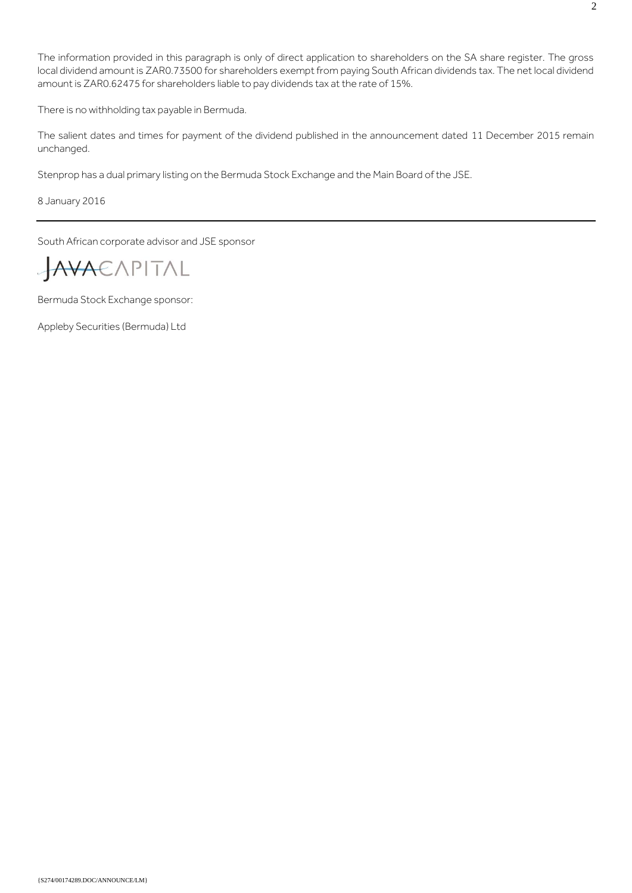The information provided in this paragraph is only of direct application to shareholders on the SA share register. The gross local dividend amount is ZAR0.73500 for shareholders exempt from paying South African dividends tax. The net local dividend amount is ZAR0.62475 for shareholders liable to pay dividends tax at the rate of 15%.

There is no withholding tax payable in Bermuda.

The salient dates and times for payment of the dividend published in the announcement dated 11 December 2015 remain unchanged.

Stenprop has a dual primary listing on the Bermuda Stock Exchange and the Main Board of the JSE.

8 January 2016

---

South African corporate advisor and JSE sponsor

JAVACAPITAL

Bermuda Stock Exchange sponsor:

Appleby Securities (Bermuda) Ltd

{S274/00174289.DOC/ANNOUNCE/LM}